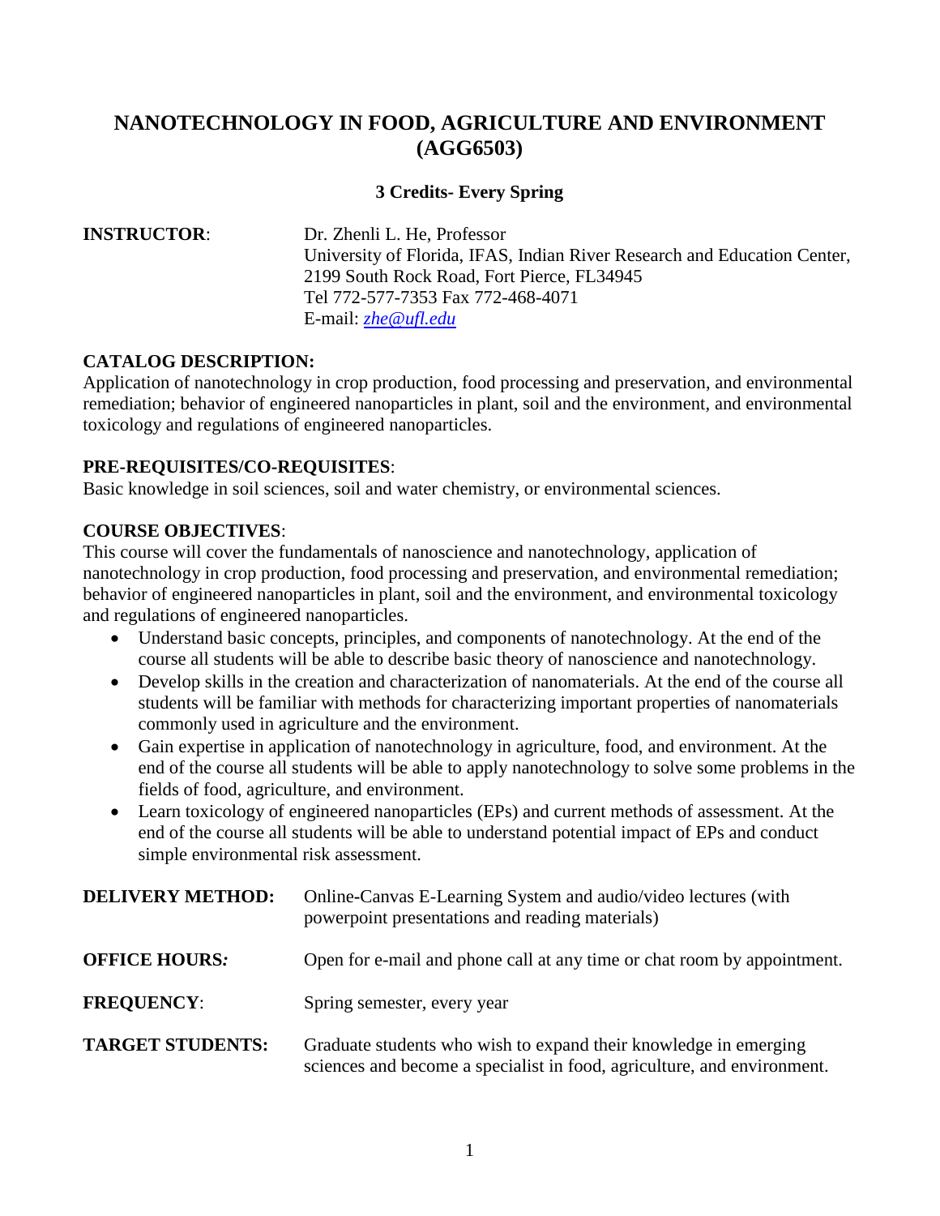# NANOTECHNOLOGY IN FOOD, AGRICULTURE AND ENVIRONMENT (AGG6503)

**3 Credits- Every Spring**

**INSTRUCTOR**: Dr. Zhenli L. He, Professor
University of Florida, IFAS, Indian River Research and Education Center,
2199 South Rock Road, Fort Pierce, FL34945
Tel 772-577-7353 Fax 772-468-4071
E-mail: *zhe@ufl.edu*

**CATALOG DESCRIPTION:**
Application of nanotechnology in crop production, food processing and preservation, and environmental remediation; behavior of engineered nanoparticles in plant, soil and the environment, and environmental toxicology and regulations of engineered nanoparticles.

**PRE-REQUISITES/CO-REQUISITES**:
Basic knowledge in soil sciences, soil and water chemistry, or environmental sciences.

**COURSE OBJECTIVES**:
This course will cover the fundamentals of nanoscience and nanotechnology, application of nanotechnology in crop production, food processing and preservation, and environmental remediation; behavior of engineered nanoparticles in plant, soil and the environment, and environmental toxicology and regulations of engineered nanoparticles.

- Understand basic concepts, principles, and components of nanotechnology. At the end of the course all students will be able to describe basic theory of nanoscience and nanotechnology.
- Develop skills in the creation and characterization of nanomaterials. At the end of the course all students will be familiar with methods for characterizing important properties of nanomaterials commonly used in agriculture and the environment.
- Gain expertise in application of nanotechnology in agriculture, food, and environment. At the end of the course all students will be able to apply nanotechnology to solve some problems in the fields of food, agriculture, and environment.
- Learn toxicology of engineered nanoparticles (EPs) and current methods of assessment. At the end of the course all students will be able to understand potential impact of EPs and conduct simple environmental risk assessment.

**DELIVERY METHOD:** Online-Canvas E-Learning System and audio/video lectures (with powerpoint presentations and reading materials)

**OFFICE HOURS:** Open for e-mail and phone call at any time or chat room by appointment.

**FREQUENCY**: Spring semester, every year

**TARGET STUDENTS:** Graduate students who wish to expand their knowledge in emerging sciences and become a specialist in food, agriculture, and environment.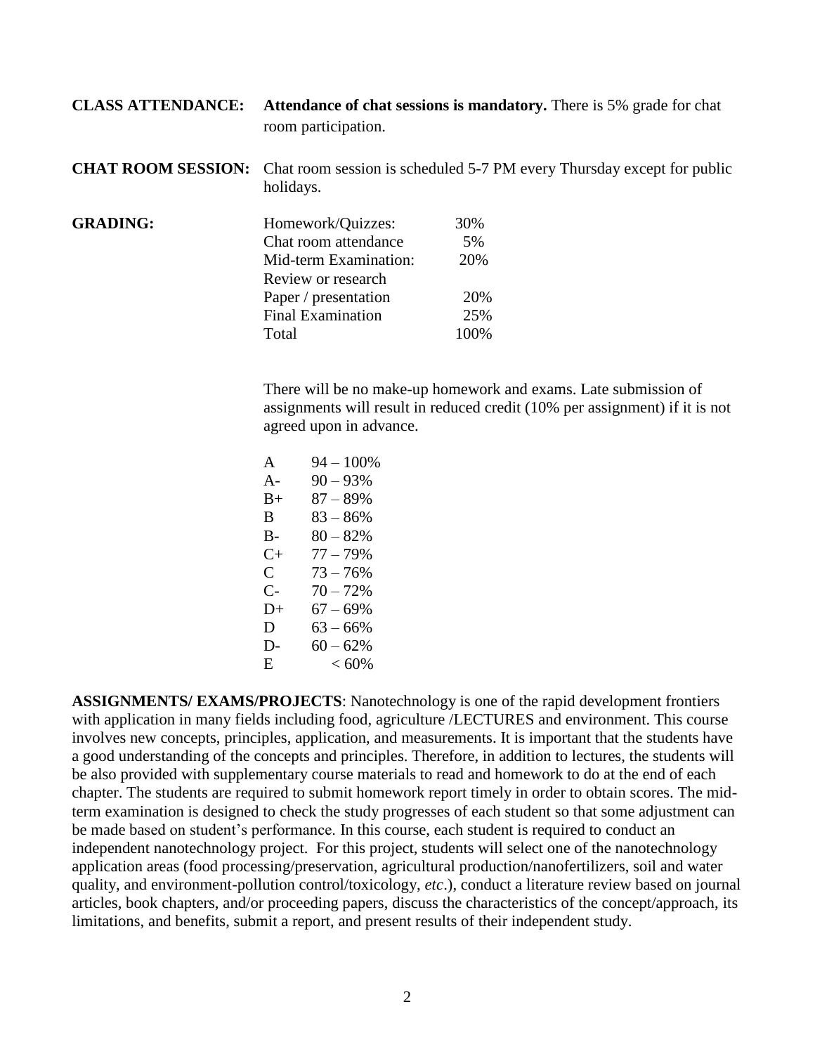**CLASS ATTENDANCE:** **Attendance of chat sessions is mandatory.** There is 5% grade for chat room participation.

**CHAT ROOM SESSION:** Chat room session is scheduled 5-7 PM every Thursday except for public holidays.

**GRADING:**

| | |
|---|---|
| Homework/Quizzes: | 30% |
| Chat room attendance | 5% |
| Mid-term Examination: | 20% |
| Review or research Paper / presentation | 20% |
| Final Examination | 25% |
| Total | 100% |

There will be no make-up homework and exams. Late submission of assignments will result in reduced credit (10% per assignment) if it is not agreed upon in advance.

| | |
|---|---|
| A | 94 – 100% |
| A- | 90 – 93% |
| B+ | 87 – 89% |
| B | 83 – 86% |
| B- | 80 – 82% |
| C+ | 77 – 79% |
| C | 73 – 76% |
| C- | 70 – 72% |
| D+ | 67 – 69% |
| D | 63 – 66% |
| D- | 60 – 62% |
| E | < 60% |

**ASSIGNMENTS/ EXAMS/PROJECTS**: Nanotechnology is one of the rapid development frontiers with application in many fields including food, agriculture /LECTURES and environment. This course involves new concepts, principles, application, and measurements. It is important that the students have a good understanding of the concepts and principles. Therefore, in addition to lectures, the students will be also provided with supplementary course materials to read and homework to do at the end of each chapter. The students are required to submit homework report timely in order to obtain scores. The mid-term examination is designed to check the study progresses of each student so that some adjustment can be made based on student's performance. In this course, each student is required to conduct an independent nanotechnology project. For this project, students will select one of the nanotechnology application areas (food processing/preservation, agricultural production/nanofertilizers, soil and water quality, and environment-pollution control/toxicology, *etc*.), conduct a literature review based on journal articles, book chapters, and/or proceeding papers, discuss the characteristics of the concept/approach, its limitations, and benefits, submit a report, and present results of their independent study.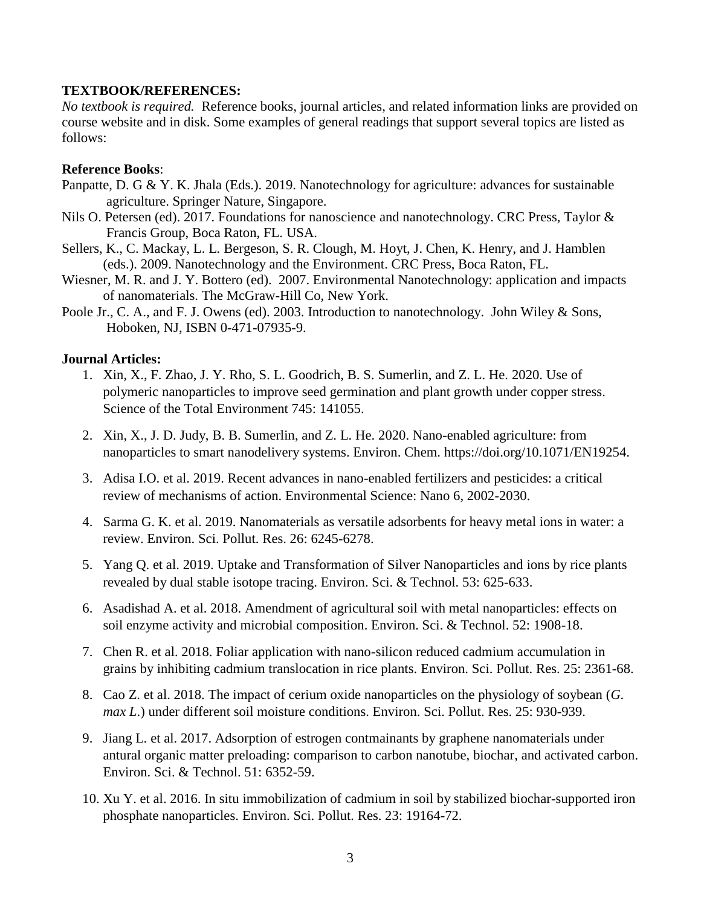**TEXTBOOK/REFERENCES:**

*No textbook is required.* Reference books, journal articles, and related information links are provided on course website and in disk. Some examples of general readings that support several topics are listed as follows:

**Reference Books**:

Panpatte, D. G & Y. K. Jhala (Eds.). 2019. Nanotechnology for agriculture: advances for sustainable agriculture. Springer Nature, Singapore.

Nils O. Petersen (ed). 2017. Foundations for nanoscience and nanotechnology. CRC Press, Taylor & Francis Group, Boca Raton, FL. USA.

Sellers, K., C. Mackay, L. L. Bergeson, S. R. Clough, M. Hoyt, J. Chen, K. Henry, and J. Hamblen (eds.). 2009. Nanotechnology and the Environment. CRC Press, Boca Raton, FL.

Wiesner, M. R. and J. Y. Bottero (ed). 2007. Environmental Nanotechnology: application and impacts of nanomaterials. The McGraw-Hill Co, New York.

Poole Jr., C. A., and F. J. Owens (ed). 2003. Introduction to nanotechnology. John Wiley & Sons, Hoboken, NJ, ISBN 0-471-07935-9.

**Journal Articles:**

1. Xin, X., F. Zhao, J. Y. Rho, S. L. Goodrich, B. S. Sumerlin, and Z. L. He. 2020. Use of polymeric nanoparticles to improve seed germination and plant growth under copper stress. Science of the Total Environment 745: 141055.
2. Xin, X., J. D. Judy, B. B. Sumerlin, and Z. L. He. 2020. Nano-enabled agriculture: from nanoparticles to smart nanodelivery systems. Environ. Chem. https://doi.org/10.1071/EN19254.
3. Adisa I.O. et al. 2019. Recent advances in nano-enabled fertilizers and pesticides: a critical review of mechanisms of action. Environmental Science: Nano 6, 2002-2030.
4. Sarma G. K. et al. 2019. Nanomaterials as versatile adsorbents for heavy metal ions in water: a review. Environ. Sci. Pollut. Res. 26: 6245-6278.
5. Yang Q. et al. 2019. Uptake and Transformation of Silver Nanoparticles and ions by rice plants revealed by dual stable isotope tracing. Environ. Sci. & Technol. 53: 625-633.
6. Asadishad A. et al. 2018. Amendment of agricultural soil with metal nanoparticles: effects on soil enzyme activity and microbial composition. Environ. Sci. & Technol. 52: 1908-18.
7. Chen R. et al. 2018. Foliar application with nano-silicon reduced cadmium accumulation in grains by inhibiting cadmium translocation in rice plants. Environ. Sci. Pollut. Res. 25: 2361-68.
8. Cao Z. et al. 2018. The impact of cerium oxide nanoparticles on the physiology of soybean (*G. max L*.) under different soil moisture conditions. Environ. Sci. Pollut. Res. 25: 930-939.
9. Jiang L. et al. 2017. Adsorption of estrogen contmainants by graphene nanomaterials under antural organic matter preloading: comparison to carbon nanotube, biochar, and activated carbon. Environ. Sci. & Technol. 51: 6352-59.
10. Xu Y. et al. 2016. In situ immobilization of cadmium in soil by stabilized biochar-supported iron phosphate nanoparticles. Environ. Sci. Pollut. Res. 23: 19164-72.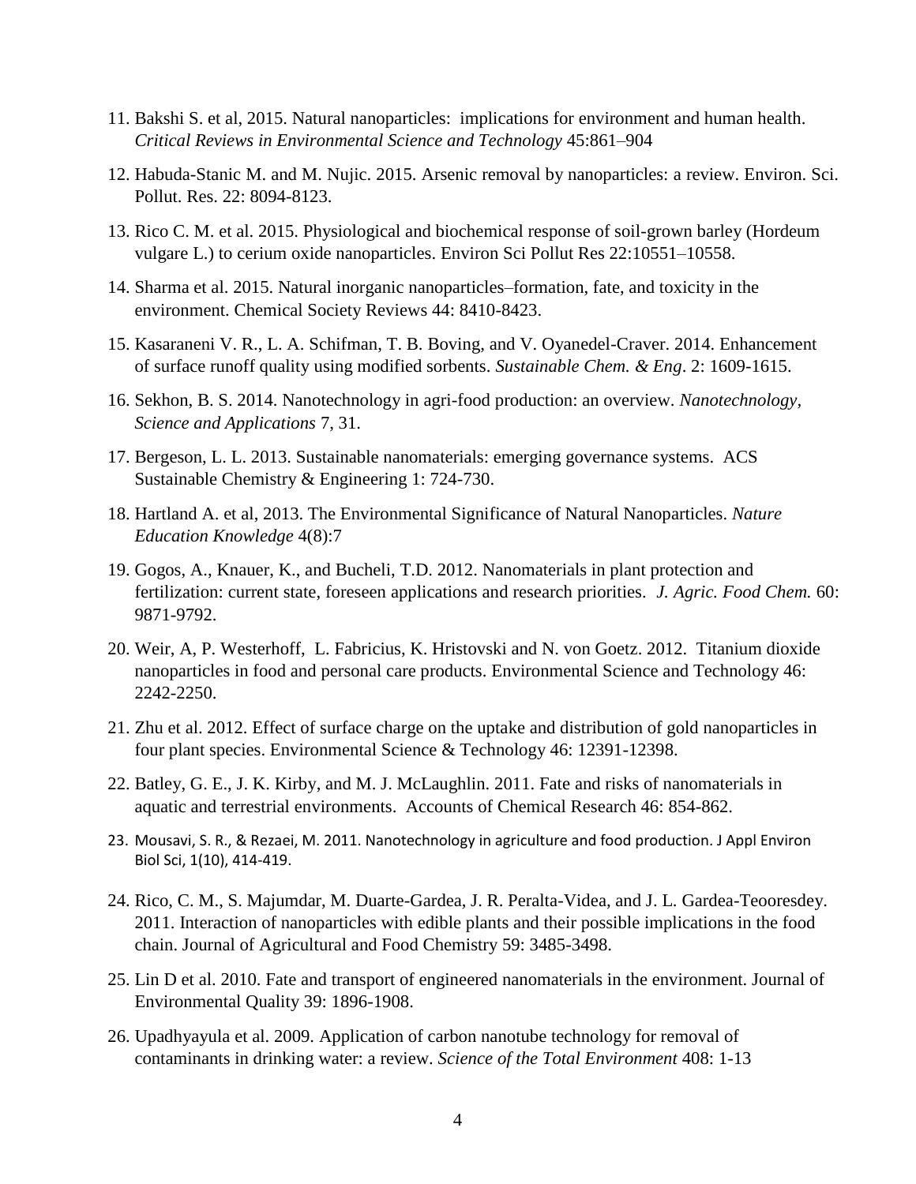11. Bakshi S. et al, 2015. Natural nanoparticles: implications for environment and human health. *Critical Reviews in Environmental Science and Technology* 45:861–904

12. Habuda-Stanic M. and M. Nujic. 2015. Arsenic removal by nanoparticles: a review. Environ. Sci. Pollut. Res. 22: 8094-8123.

13. Rico C. M. et al. 2015. Physiological and biochemical response of soil-grown barley (Hordeum vulgare L.) to cerium oxide nanoparticles. Environ Sci Pollut Res 22:10551–10558.

14. Sharma et al. 2015. Natural inorganic nanoparticles–formation, fate, and toxicity in the environment. Chemical Society Reviews 44: 8410-8423.

15. Kasaraneni V. R., L. A. Schifman, T. B. Boving, and V. Oyanedel-Craver. 2014. Enhancement of surface runoff quality using modified sorbents. *Sustainable Chem. & Eng*. 2: 1609-1615.

16. Sekhon, B. S. 2014. Nanotechnology in agri-food production: an overview. *Nanotechnology, Science and Applications* 7, 31.

17. Bergeson, L. L. 2013. Sustainable nanomaterials: emerging governance systems. ACS Sustainable Chemistry & Engineering 1: 724-730.

18. Hartland A. et al, 2013. The Environmental Significance of Natural Nanoparticles. *Nature Education Knowledge* 4(8):7

19. Gogos, A., Knauer, K., and Bucheli, T.D. 2012. Nanomaterials in plant protection and fertilization: current state, foreseen applications and research priorities. *J. Agric. Food Chem.* 60: 9871-9792.

20. Weir, A, P. Westerhoff, L. Fabricius, K. Hristovski and N. von Goetz. 2012. Titanium dioxide nanoparticles in food and personal care products. Environmental Science and Technology 46: 2242-2250.

21. Zhu et al. 2012. Effect of surface charge on the uptake and distribution of gold nanoparticles in four plant species. Environmental Science & Technology 46: 12391-12398.

22. Batley, G. E., J. K. Kirby, and M. J. McLaughlin. 2011. Fate and risks of nanomaterials in aquatic and terrestrial environments. Accounts of Chemical Research 46: 854-862.

23. Mousavi, S. R., & Rezaei, M. 2011. Nanotechnology in agriculture and food production. J Appl Environ Biol Sci, 1(10), 414-419.

24. Rico, C. M., S. Majumdar, M. Duarte-Gardea, J. R. Peralta-Videa, and J. L. Gardea-Teooresdey. 2011. Interaction of nanoparticles with edible plants and their possible implications in the food chain. Journal of Agricultural and Food Chemistry 59: 3485-3498.

25. Lin D et al. 2010. Fate and transport of engineered nanomaterials in the environment. Journal of Environmental Quality 39: 1896-1908.

26. Upadhyayula et al. 2009. Application of carbon nanotube technology for removal of contaminants in drinking water: a review. *Science of the Total Environment* 408: 1-13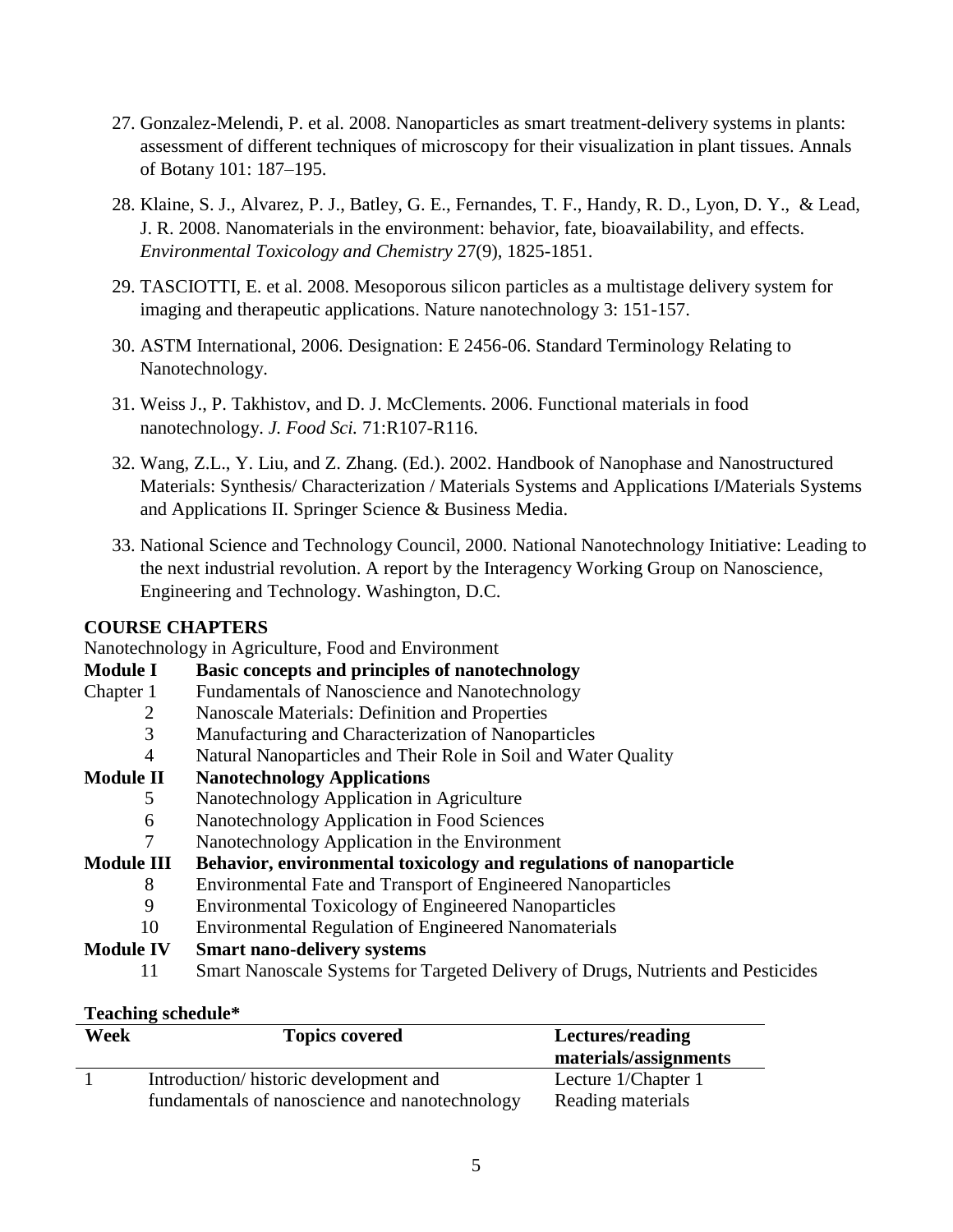27. Gonzalez-Melendi, P. et al. 2008. Nanoparticles as smart treatment-delivery systems in plants: assessment of different techniques of microscopy for their visualization in plant tissues. Annals of Botany 101: 187–195.

28. Klaine, S. J., Alvarez, P. J., Batley, G. E., Fernandes, T. F., Handy, R. D., Lyon, D. Y., & Lead, J. R. 2008. Nanomaterials in the environment: behavior, fate, bioavailability, and effects. *Environmental Toxicology and Chemistry* 27(9), 1825-1851.

29. TASCIOTTI, E. et al. 2008. Mesoporous silicon particles as a multistage delivery system for imaging and therapeutic applications. Nature nanotechnology 3: 151-157.

30. ASTM International, 2006. Designation: E 2456-06. Standard Terminology Relating to Nanotechnology.

31. Weiss J., P. Takhistov, and D. J. McClements. 2006. Functional materials in food nanotechnology. *J. Food Sci.* 71:R107-R116.

32. Wang, Z.L., Y. Liu, and Z. Zhang. (Ed.). 2002. Handbook of Nanophase and Nanostructured Materials: Synthesis/ Characterization / Materials Systems and Applications I/Materials Systems and Applications II. Springer Science & Business Media.

33. National Science and Technology Council, 2000. National Nanotechnology Initiative: Leading to the next industrial revolution. A report by the Interagency Working Group on Nanoscience, Engineering and Technology. Washington, D.C.

**COURSE CHAPTERS**

Nanotechnology in Agriculture, Food and Environment

**Module I — Basic concepts and principles of nanotechnology**

- Chapter 1 — Fundamentals of Nanoscience and Nanotechnology
- 2 — Nanoscale Materials: Definition and Properties
- 3 — Manufacturing and Characterization of Nanoparticles
- 4 — Natural Nanoparticles and Their Role in Soil and Water Quality

**Module II — Nanotechnology Applications**

- 5 — Nanotechnology Application in Agriculture
- 6 — Nanotechnology Application in Food Sciences
- 7 — Nanotechnology Application in the Environment

**Module III — Behavior, environmental toxicology and regulations of nanoparticle**

- 8 — Environmental Fate and Transport of Engineered Nanoparticles
- 9 — Environmental Toxicology of Engineered Nanoparticles
- 10 — Environmental Regulation of Engineered Nanomaterials

**Module IV — Smart nano-delivery systems**

- 11 — Smart Nanoscale Systems for Targeted Delivery of Drugs, Nutrients and Pesticides

**Teaching schedule***

| Week | Topics covered | Lectures/reading materials/assignments |
|---|---|---|
| 1 | Introduction/ historic development and fundamentals of nanoscience and nanotechnology | Lecture 1/Chapter 1 Reading materials |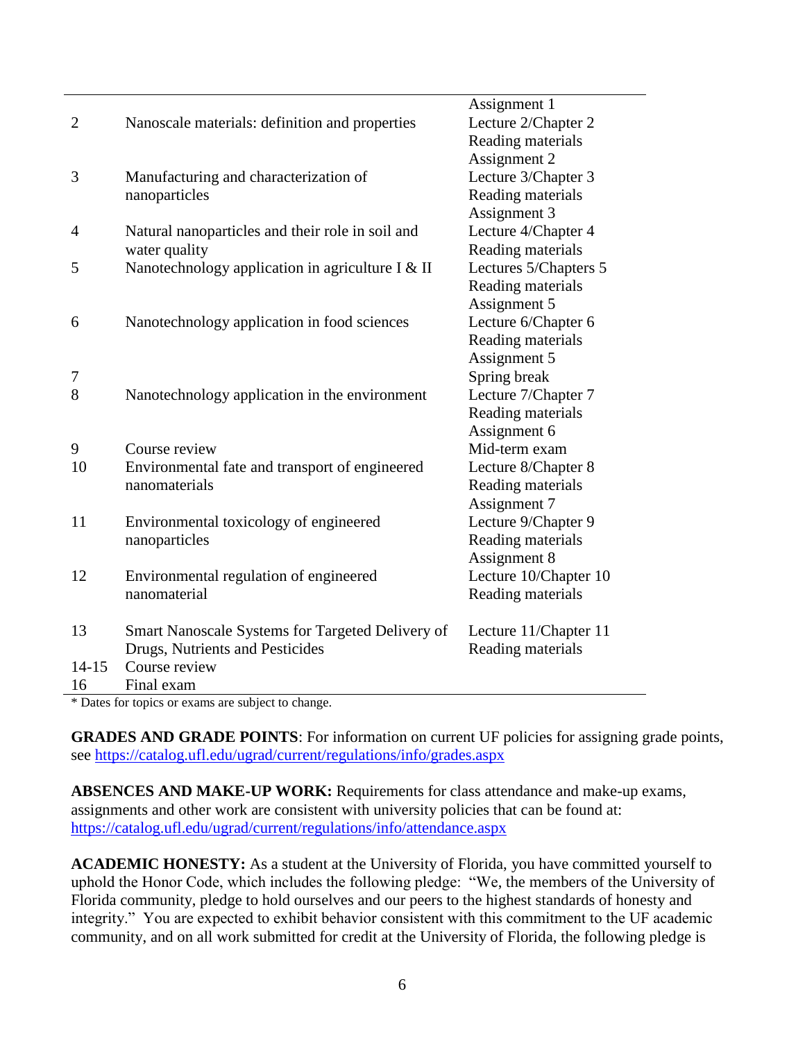| | | |
|---|---|---|
| | | Assignment 1 |
| 2 | Nanoscale materials: definition and properties | Lecture 2/Chapter 2<br>Reading materials<br>Assignment 2 |
| 3 | Manufacturing and characterization of nanoparticles | Lecture 3/Chapter 3<br>Reading materials<br>Assignment 3 |
| 4 | Natural nanoparticles and their role in soil and water quality | Lecture 4/Chapter 4<br>Reading materials |
| 5 | Nanotechnology application in agriculture I & II | Lectures 5/Chapters 5<br>Reading materials<br>Assignment 5 |
| 6 | Nanotechnology application in food sciences | Lecture 6/Chapter 6<br>Reading materials<br>Assignment 5 |
| 7 | | Spring break |
| 8 | Nanotechnology application in the environment | Lecture 7/Chapter 7<br>Reading materials<br>Assignment 6 |
| 9 | Course review | Mid-term exam |
| 10 | Environmental fate and transport of engineered nanomaterials | Lecture 8/Chapter 8<br>Reading materials<br>Assignment 7 |
| 11 | Environmental toxicology of engineered nanoparticles | Lecture 9/Chapter 9<br>Reading materials<br>Assignment 8 |
| 12 | Environmental regulation of engineered nanomaterial | Lecture 10/Chapter 10<br>Reading materials |
| 13 | Smart Nanoscale Systems for Targeted Delivery of Drugs, Nutrients and Pesticides | Lecture 11/Chapter 11<br>Reading materials |
| 14-15 | Course review | |
| 16 | Final exam | |

* Dates for topics or exams are subject to change.

**GRADES AND GRADE POINTS**: For information on current UF policies for assigning grade points, see https://catalog.ufl.edu/ugrad/current/regulations/info/grades.aspx

**ABSENCES AND MAKE-UP WORK:** Requirements for class attendance and make-up exams, assignments and other work are consistent with university policies that can be found at: https://catalog.ufl.edu/ugrad/current/regulations/info/attendance.aspx

**ACADEMIC HONESTY:** As a student at the University of Florida, you have committed yourself to uphold the Honor Code, which includes the following pledge: "We, the members of the University of Florida community, pledge to hold ourselves and our peers to the highest standards of honesty and integrity." You are expected to exhibit behavior consistent with this commitment to the UF academic community, and on all work submitted for credit at the University of Florida, the following pledge is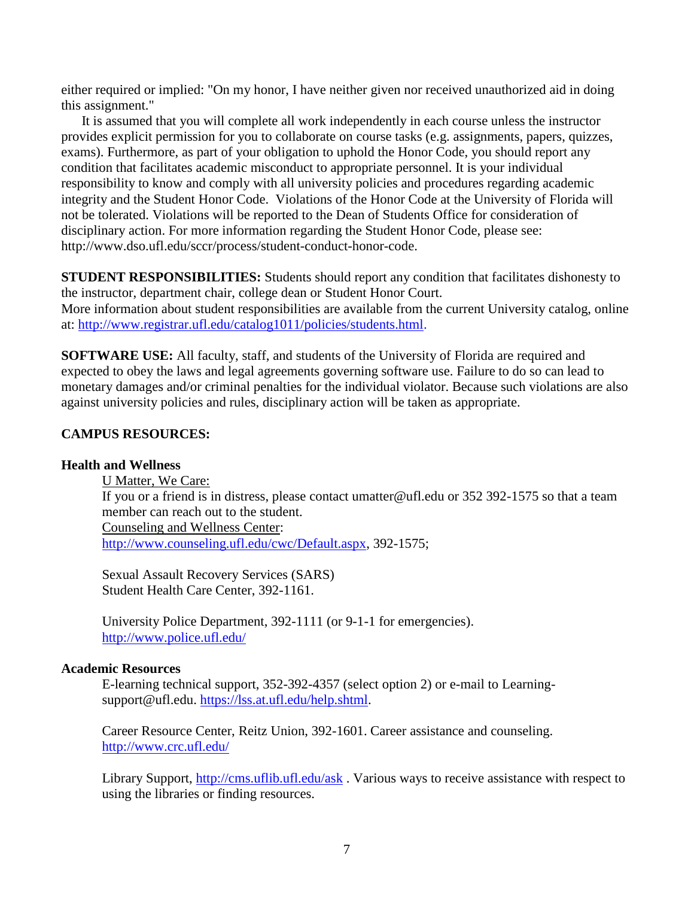either required or implied: "On my honor, I have neither given nor received unauthorized aid in doing this assignment."

It is assumed that you will complete all work independently in each course unless the instructor provides explicit permission for you to collaborate on course tasks (e.g. assignments, papers, quizzes, exams). Furthermore, as part of your obligation to uphold the Honor Code, you should report any condition that facilitates academic misconduct to appropriate personnel. It is your individual responsibility to know and comply with all university policies and procedures regarding academic integrity and the Student Honor Code. Violations of the Honor Code at the University of Florida will not be tolerated. Violations will be reported to the Dean of Students Office for consideration of disciplinary action. For more information regarding the Student Honor Code, please see: http://www.dso.ufl.edu/sccr/process/student-conduct-honor-code.

**STUDENT RESPONSIBILITIES:** Students should report any condition that facilitates dishonesty to the instructor, department chair, college dean or Student Honor Court.
More information about student responsibilities are available from the current University catalog, online at: http://www.registrar.ufl.edu/catalog1011/policies/students.html.

**SOFTWARE USE:** All faculty, staff, and students of the University of Florida are required and expected to obey the laws and legal agreements governing software use. Failure to do so can lead to monetary damages and/or criminal penalties for the individual violator. Because such violations are also against university policies and rules, disciplinary action will be taken as appropriate.

**CAMPUS RESOURCES:**

**Health and Wellness**

U Matter, We Care:
If you or a friend is in distress, please contact umatter@ufl.edu or 352 392-1575 so that a team member can reach out to the student.
Counseling and Wellness Center:
http://www.counseling.ufl.edu/cwc/Default.aspx, 392-1575;

Sexual Assault Recovery Services (SARS)
Student Health Care Center, 392-1161.

University Police Department, 392-1111 (or 9-1-1 for emergencies).
http://www.police.ufl.edu/

**Academic Resources**

E-learning technical support, 352-392-4357 (select option 2) or e-mail to Learning-support@ufl.edu. https://lss.at.ufl.edu/help.shtml.

Career Resource Center, Reitz Union, 392-1601. Career assistance and counseling.
http://www.crc.ufl.edu/

Library Support, http://cms.uflib.ufl.edu/ask . Various ways to receive assistance with respect to using the libraries or finding resources.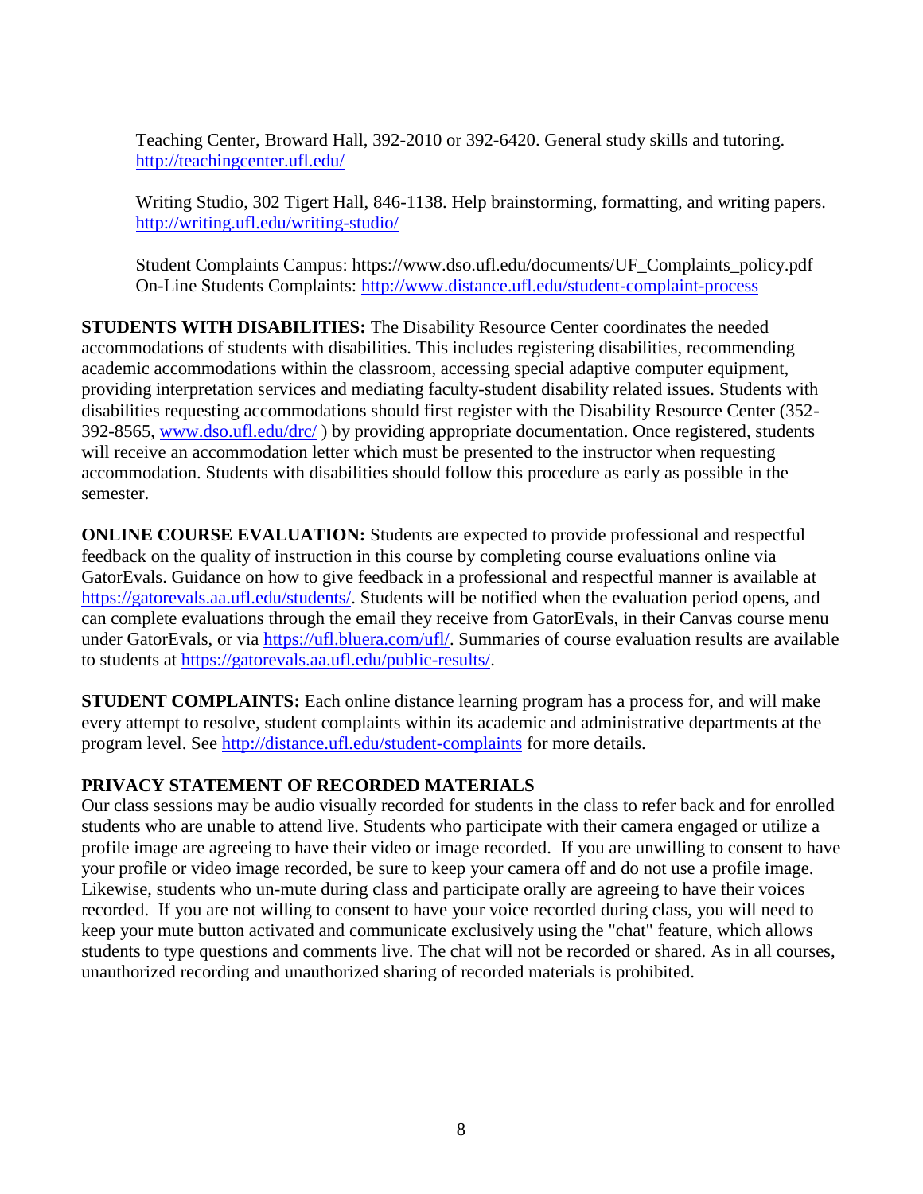Teaching Center, Broward Hall, 392-2010 or 392-6420. General study skills and tutoring. http://teachingcenter.ufl.edu/

Writing Studio, 302 Tigert Hall, 846-1138. Help brainstorming, formatting, and writing papers. http://writing.ufl.edu/writing-studio/

Student Complaints Campus: https://www.dso.ufl.edu/documents/UF_Complaints_policy.pdf
On-Line Students Complaints: http://www.distance.ufl.edu/student-complaint-process

**STUDENTS WITH DISABILITIES:** The Disability Resource Center coordinates the needed accommodations of students with disabilities. This includes registering disabilities, recommending academic accommodations within the classroom, accessing special adaptive computer equipment, providing interpretation services and mediating faculty-student disability related issues. Students with disabilities requesting accommodations should first register with the Disability Resource Center (352-392-8565, www.dso.ufl.edu/drc/ ) by providing appropriate documentation. Once registered, students will receive an accommodation letter which must be presented to the instructor when requesting accommodation. Students with disabilities should follow this procedure as early as possible in the semester.

**ONLINE COURSE EVALUATION:** Students are expected to provide professional and respectful feedback on the quality of instruction in this course by completing course evaluations online via GatorEvals. Guidance on how to give feedback in a professional and respectful manner is available at https://gatorevals.aa.ufl.edu/students/. Students will be notified when the evaluation period opens, and can complete evaluations through the email they receive from GatorEvals, in their Canvas course menu under GatorEvals, or via https://ufl.bluera.com/ufl/. Summaries of course evaluation results are available to students at https://gatorevals.aa.ufl.edu/public-results/.

**STUDENT COMPLAINTS:** Each online distance learning program has a process for, and will make every attempt to resolve, student complaints within its academic and administrative departments at the program level. See http://distance.ufl.edu/student-complaints for more details.

**PRIVACY STATEMENT OF RECORDED MATERIALS**

Our class sessions may be audio visually recorded for students in the class to refer back and for enrolled students who are unable to attend live. Students who participate with their camera engaged or utilize a profile image are agreeing to have their video or image recorded. If you are unwilling to consent to have your profile or video image recorded, be sure to keep your camera off and do not use a profile image. Likewise, students who un-mute during class and participate orally are agreeing to have their voices recorded. If you are not willing to consent to have your voice recorded during class, you will need to keep your mute button activated and communicate exclusively using the "chat" feature, which allows students to type questions and comments live. The chat will not be recorded or shared. As in all courses, unauthorized recording and unauthorized sharing of recorded materials is prohibited.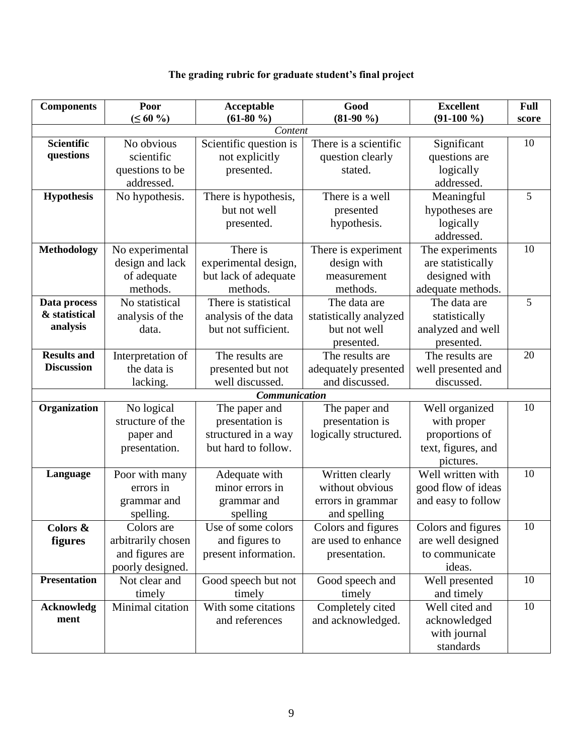**The grading rubric for graduate student's final project**

| Components | Poor (≤ 60 %) | Acceptable (61-80 %) | Good (81-90 %) | Excellent (91-100 %) | Full score |
|---|---|---|---|---|---|
| *Content* | | | | | |
| **Scientific questions** | No obvious scientific questions to be addressed. | Scientific question is not explicitly presented. | There is a scientific question clearly stated. | Significant questions are logically addressed. | 10 |
| **Hypothesis** | No hypothesis. | There is hypothesis, but not well presented. | There is a well presented hypothesis. | Meaningful hypotheses are logically addressed. | 5 |
| **Methodology** | No experimental design and lack of adequate methods. | There is experimental design, but lack of adequate methods. | There is experiment design with measurement methods. | The experiments are statistically designed with adequate methods. | 10 |
| **Data process & statistical analysis** | No statistical analysis of the data. | There is statistical analysis of the data but not sufficient. | The data are statistically analyzed but not well presented. | The data are statistically analyzed and well presented. | 5 |
| **Results and Discussion** | Interpretation of the data is lacking. | The results are presented but not well discussed. | The results are adequately presented and discussed. | The results are well presented and discussed. | 20 |
| ***Communication*** | | | | | |
| **Organization** | No logical structure of the paper and presentation. | The paper and presentation is structured in a way but hard to follow. | The paper and presentation is logically structured. | Well organized with proper proportions of text, figures, and pictures. | 10 |
| **Language** | Poor with many errors in grammar and spelling. | Adequate with minor errors in grammar and spelling | Written clearly without obvious errors in grammar and spelling | Well written with good flow of ideas and easy to follow | 10 |
| **Colors & figures** | Colors are arbitrarily chosen and figures are poorly designed. | Use of some colors and figures to present information. | Colors and figures are used to enhance presentation. | Colors and figures are well designed to communicate ideas. | 10 |
| **Presentation** | Not clear and timely | Good speech but not timely | Good speech and timely | Well presented and timely | 10 |
| **Acknowledgment** | Minimal citation | With some citations and references | Completely cited and acknowledged. | Well cited and acknowledged with journal standards | 10 |